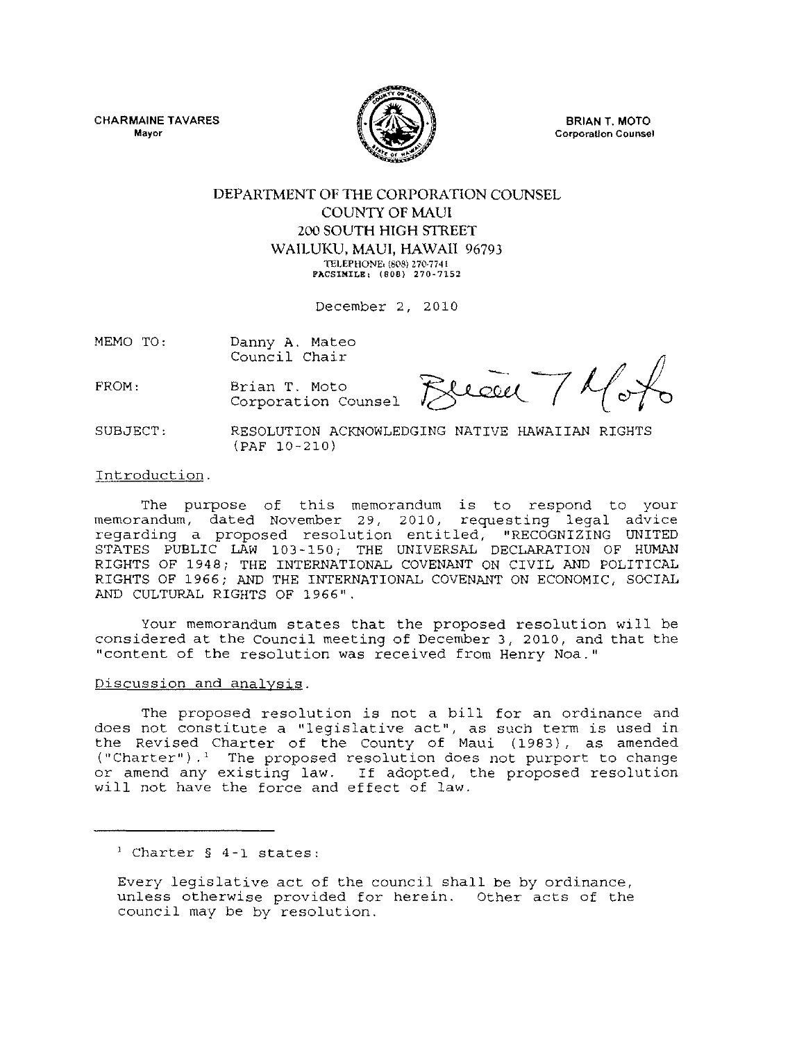CHARMAINE TAVARES
Mayor

BRIAN T. MOTO
Corporation Counsel

DEPARTMENT OF THE CORPORATION COUNSEL
COUNTY OF MAUI
200 SOUTH HIGH STREET
WAILUKU, MAUI, HAWAII 96793
TELEPHONE: (808) 270-7741
FACSIMILE: (808) 270-7152

December 2, 2010

MEMO TO: Danny A. Mateo
Council Chair

FROM: Brian T. Moto
Corporation Counsel

SUBJECT: RESOLUTION ACKNOWLEDGING NATIVE HAWAIIAN RIGHTS (PAF 10-210)

Introduction.

The purpose of this memorandum is to respond to your memorandum, dated November 29, 2010, requesting legal advice regarding a proposed resolution entitled, "RECOGNIZING UNITED STATES PUBLIC LAW 103-150; THE UNIVERSAL DECLARATION OF HUMAN RIGHTS OF 1948; THE INTERNATIONAL COVENANT ON CIVIL AND POLITICAL RIGHTS OF 1966; AND THE INTERNATIONAL COVENANT ON ECONOMIC, SOCIAL AND CULTURAL RIGHTS OF 1966".

Your memorandum states that the proposed resolution will be considered at the Council meeting of December 3, 2010, and that the "content of the resolution was received from Henry Noa."

Discussion and analysis.

The proposed resolution is not a bill for an ordinance and does not constitute a "legislative act", as such term is used in the Revised Charter of the County of Maui (1983), as amended ("Charter").[1] The proposed resolution does not purport to change or amend any existing law. If adopted, the proposed resolution will not have the force and effect of law.

---

[1] Charter § 4-1 states:

Every legislative act of the council shall be by ordinance, unless otherwise provided for herein. Other acts of the council may be by resolution.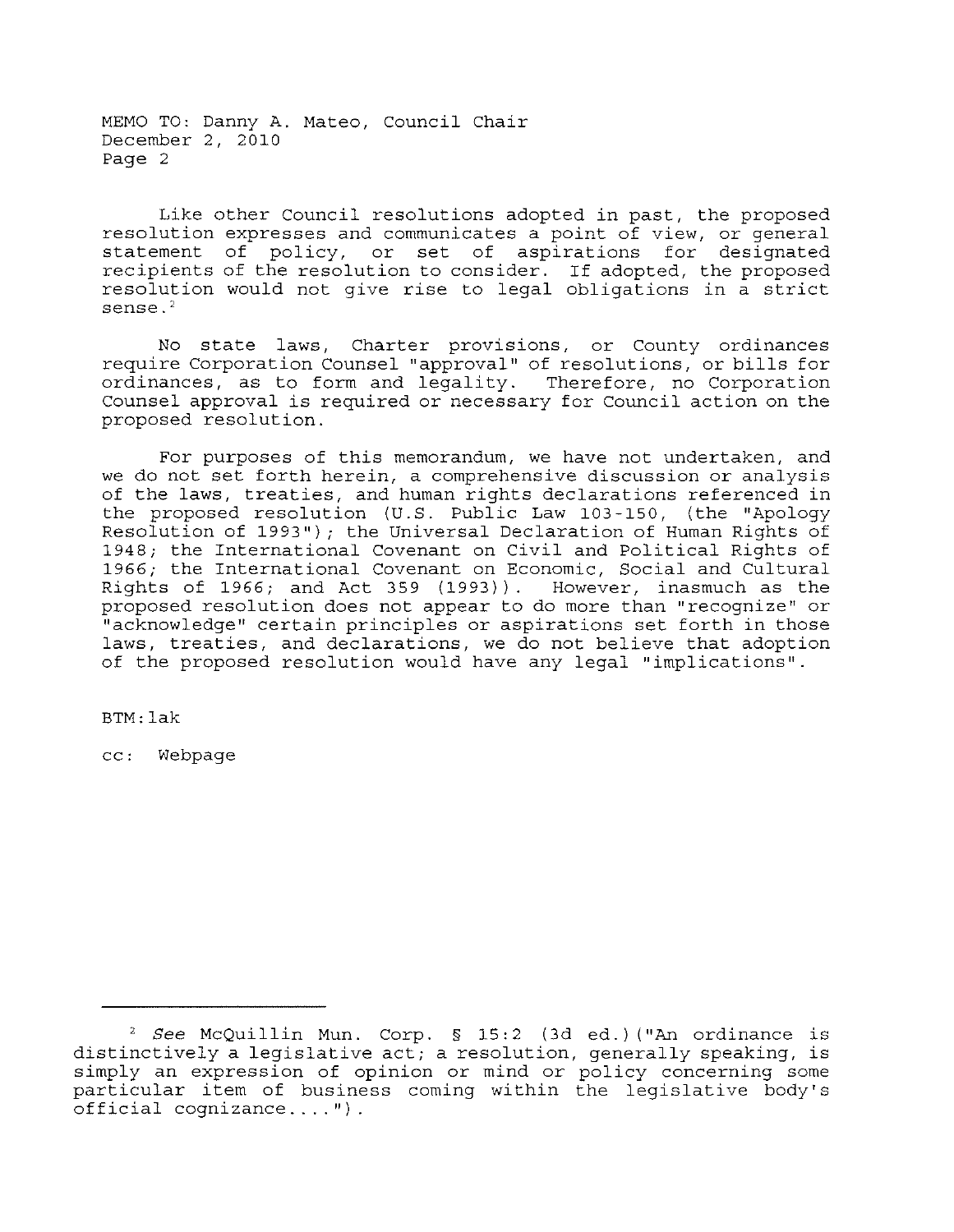Like other Council resolutions adopted in past, the proposed resolution expresses and communicates a point of view, or general statement of policy, or set of aspirations for designated recipients of the resolution to consider. If adopted, the proposed resolution would not give rise to legal obligations in a strict sense.[2]

No state laws, Charter provisions, or County ordinances require Corporation Counsel "approval" of resolutions, or bills for ordinances, as to form and legality. Therefore, no Corporation Counsel approval is required or necessary for Council action on the proposed resolution.

For purposes of this memorandum, we have not undertaken, and we do not set forth herein, a comprehensive discussion or analysis of the laws, treaties, and human rights declarations referenced in the proposed resolution (U.S. Public Law 103-150, (the "Apology Resolution of 1993"); the Universal Declaration of Human Rights of 1948; the International Covenant on Civil and Political Rights of 1966; the International Covenant on Economic, Social and Cultural Rights of 1966; and Act 359 (1993)). However, inasmuch as the proposed resolution does not appear to do more than "recognize" or "acknowledge" certain principles or aspirations set forth in those laws, treaties, and declarations, we do not believe that adoption of the proposed resolution would have any legal "implications".

BTM:lak

cc: Webpage

---

[2] *See* McQuillin Mun. Corp. § 15:2 (3d ed.)("An ordinance is distinctively a legislative act; a resolution, generally speaking, is simply an expression of opinion or mind or policy concerning some particular item of business coming within the legislative body's official cognizance....").